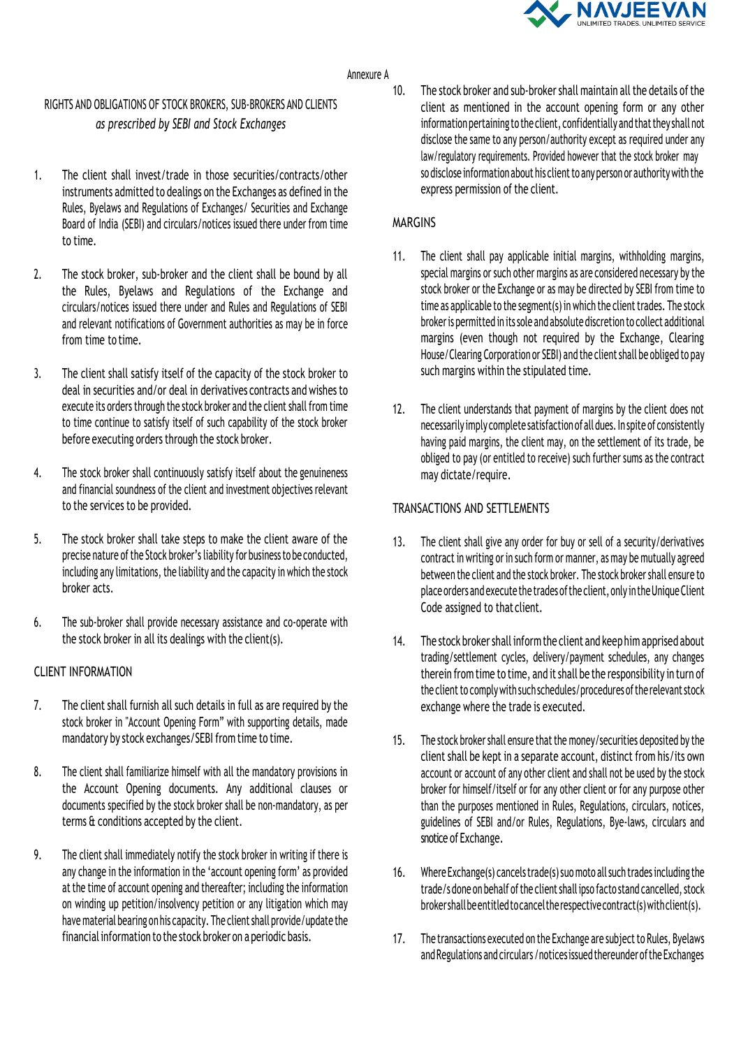Annexure A

## RIGHTS AND OBLIGATIONS OF STOCK BROKERS, SUB-BROKERS AND CLIENTS

*as prescribed by SEBI and Stock Exchanges*

1. The client shall invest/trade in those securities/contracts/other instruments admitted to dealings on the Exchanges as defined in the Rules, Byelaws and Regulations of Exchanges/ Securities and Exchange Board of India (SEBI) and circulars/notices issued there under from time to time.

2. The stock broker, sub-broker and the client shall be bound by all the Rules, Byelaws and Regulations of the Exchange and circulars/notices issued there under and Rules and Regulations of SEBI and relevant notifications of Government authorities as may be in force from time to time.

3. The client shall satisfy itself of the capacity of the stock broker to deal in securities and/or deal in derivatives contracts and wishes to execute its orders through the stock broker and the client shall from time to time continue to satisfy itself of such capability of the stock broker before executing orders through the stock broker.

4. The stock broker shall continuously satisfy itself about the genuineness and financial soundness of the client and investment objectives relevant to the services to be provided.

5. The stock broker shall take steps to make the client aware of the precise nature of the Stock broker's liability for business to be conducted, including any limitations, the liability and the capacity in which the stock broker acts.

6. The sub-broker shall provide necessary assistance and co-operate with the stock broker in all its dealings with the client(s).

### CLIENT INFORMATION

7. The client shall furnish all such details in full as are required by the stock broker in "Account Opening Form" with supporting details, made mandatory by stock exchanges/SEBI from time to time.

8. The client shall familiarize himself with all the mandatory provisions in the Account Opening documents. Any additional clauses or documents specified by the stock broker shall be non-mandatory, as per terms & conditions accepted by the client.

9. The client shall immediately notify the stock broker in writing if there is any change in the information in the 'account opening form' as provided at the time of account opening and thereafter; including the information on winding up petition/insolvency petition or any litigation which may have material bearing on his capacity. The client shall provide/update the financial information to the stock broker on a periodic basis.

10. The stock broker and sub-broker shall maintain all the details of the client as mentioned in the account opening form or any other information pertaining to the client, confidentially and that they shall not disclose the same to any person/authority except as required under any law/regulatory requirements. Provided however that the stock broker may so disclose information about his client to any person or authority with the express permission of the client.

### MARGINS

11. The client shall pay applicable initial margins, withholding margins, special margins or such other margins as are considered necessary by the stock broker or the Exchange or as may be directed by SEBI from time to time as applicable to the segment(s) in which the client trades. The stock broker is permitted in its sole and absolute discretion to collect additional margins (even though not required by the Exchange, Clearing House/Clearing Corporation or SEBI) and the client shall be obliged to pay such margins within the stipulated time.

12. The client understands that payment of margins by the client does not necessarily imply complete satisfaction of all dues. In spite of consistently having paid margins, the client may, on the settlement of its trade, be obliged to pay (or entitled to receive) such further sums as the contract may dictate/require.

### TRANSACTIONS AND SETTLEMENTS

13. The client shall give any order for buy or sell of a security/derivatives contract in writing or in such form or manner, as may be mutually agreed between the client and the stock broker. The stock broker shall ensure to place orders and execute the trades of the client, only in the Unique Client Code assigned to that client.

14. The stock broker shall inform the client and keep him apprised about trading/settlement cycles, delivery/payment schedules, any changes therein from time to time, and it shall be the responsibility in turn of the client to comply with such schedules/procedures of the relevant stock exchange where the trade is executed.

15. The stock broker shall ensure that the money/securities deposited by the client shall be kept in a separate account, distinct from his/its own account or account of any other client and shall not be used by the stock broker for himself/itself or for any other client or for any purpose other than the purposes mentioned in Rules, Regulations, circulars, notices, guidelines of SEBI and/or Rules, Regulations, Bye-laws, circulars and snotice of Exchange.

16. Where Exchange(s) cancels trade(s) suo moto all such trades including the trade/s done on behalf of the client shall ipso facto stand cancelled, stock broker shall be entitled to cancel the respective contract(s) with client(s).

17. The transactions executed on the Exchange are subject to Rules, Byelaws and Regulations and circulars/notices issued thereunder of the Exchanges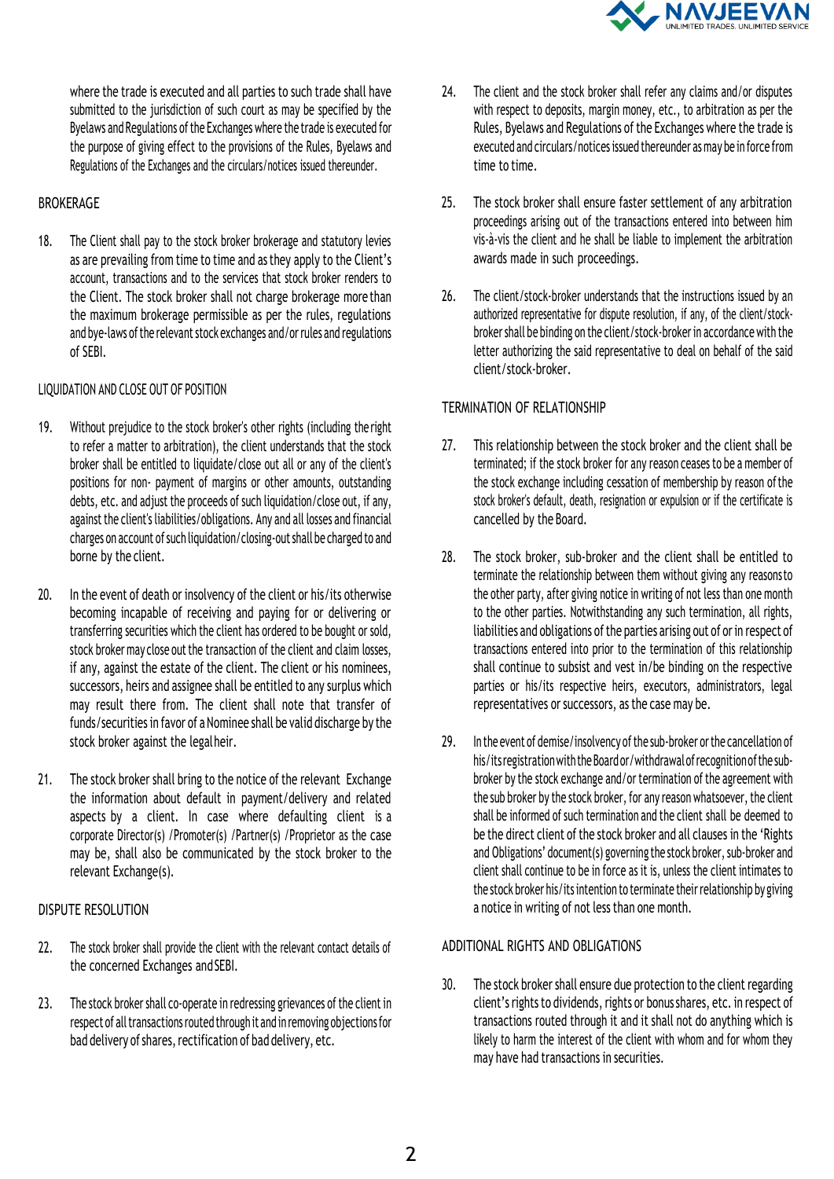where the trade is executed and all parties to such trade shall have submitted to the jurisdiction of such court as may be specified by the Byelaws and Regulations of the Exchanges where the trade is executed for the purpose of giving effect to the provisions of the Rules, Byelaws and Regulations of the Exchanges and the circulars/notices issued thereunder.

## BROKERAGE

18. The Client shall pay to the stock broker brokerage and statutory levies as are prevailing from time to time and as they apply to the Client's account, transactions and to the services that stock broker renders to the Client. The stock broker shall not charge brokerage more than the maximum brokerage permissible as per the rules, regulations and bye-laws of the relevant stock exchanges and/or rules and regulations of SEBI.

## LIQUIDATION AND CLOSE OUT OF POSITION

19. Without prejudice to the stock broker's other rights (including the right to refer a matter to arbitration), the client understands that the stock broker shall be entitled to liquidate/close out all or any of the client's positions for non- payment of margins or other amounts, outstanding debts, etc. and adjust the proceeds of such liquidation/close out, if any, against the client's liabilities/obligations. Any and all losses and financial charges on account of such liquidation/closing-out shall be charged to and borne by the client.

20. In the event of death or insolvency of the client or his/its otherwise becoming incapable of receiving and paying for or delivering or transferring securities which the client has ordered to be bought or sold, stock broker may close out the transaction of the client and claim losses, if any, against the estate of the client. The client or his nominees, successors, heirs and assignee shall be entitled to any surplus which may result there from. The client shall note that transfer of funds/securities in favor of a Nominee shall be valid discharge by the stock broker against the legal heir.

21. The stock broker shall bring to the notice of the relevant Exchange the information about default in payment/delivery and related aspects by a client. In case where defaulting client is a corporate Director(s) /Promoter(s) /Partner(s) /Proprietor as the case may be, shall also be communicated by the stock broker to the relevant Exchange(s).

## DISPUTE RESOLUTION

22. The stock broker shall provide the client with the relevant contact details of the concerned Exchanges and SEBI.

23. The stock broker shall co-operate in redressing grievances of the client in respect of all transactions routed through it and in removing objections for bad delivery of shares, rectification of bad delivery, etc.

24. The client and the stock broker shall refer any claims and/or disputes with respect to deposits, margin money, etc., to arbitration as per the Rules, Byelaws and Regulations of the Exchanges where the trade is executed and circulars/notices issued thereunder as may be in force from time to time.

25. The stock broker shall ensure faster settlement of any arbitration proceedings arising out of the transactions entered into between him vis-à-vis the client and he shall be liable to implement the arbitration awards made in such proceedings.

26. The client/stock-broker understands that the instructions issued by an authorized representative for dispute resolution, if any, of the client/stock-broker shall be binding on the client/stock-broker in accordance with the letter authorizing the said representative to deal on behalf of the said client/stock-broker.

## TERMINATION OF RELATIONSHIP

27. This relationship between the stock broker and the client shall be terminated; if the stock broker for any reason ceases to be a member of the stock exchange including cessation of membership by reason of the stock broker's default, death, resignation or expulsion or if the certificate is cancelled by the Board.

28. The stock broker, sub-broker and the client shall be entitled to terminate the relationship between them without giving any reasons to the other party, after giving notice in writing of not less than one month to the other parties. Notwithstanding any such termination, all rights, liabilities and obligations of the parties arising out of or in respect of transactions entered into prior to the termination of this relationship shall continue to subsist and vest in/be binding on the respective parties or his/its respective heirs, executors, administrators, legal representatives or successors, as the case may be.

29. In the event of demise/insolvency of the sub-broker or the cancellation of his/its registration with the Board or/withdrawal of recognition of the sub-broker by the stock exchange and/or termination of the agreement with the sub broker by the stock broker, for any reason whatsoever, the client shall be informed of such termination and the client shall be deemed to be the direct client of the stock broker and all clauses in the 'Rights and Obligations' document(s) governing the stock broker, sub-broker and client shall continue to be in force as it is, unless the client intimates to the stock broker his/its intention to terminate their relationship by giving a notice in writing of not less than one month.

## ADDITIONAL RIGHTS AND OBLIGATIONS

30. The stock broker shall ensure due protection to the client regarding client's rights to dividends, rights or bonus shares, etc. in respect of transactions routed through it and it shall not do anything which is likely to harm the interest of the client with whom and for whom they may have had transactions in securities.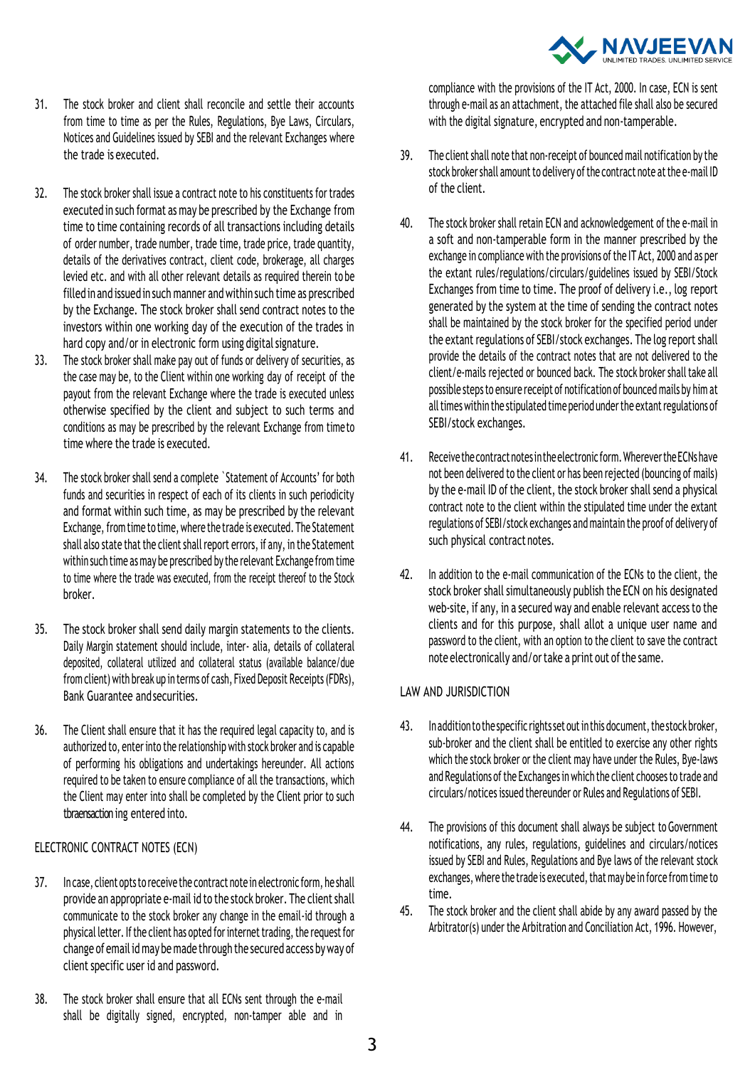31. The stock broker and client shall reconcile and settle their accounts from time to time as per the Rules, Regulations, Bye Laws, Circulars, Notices and Guidelines issued by SEBI and the relevant Exchanges where the trade is executed.

32. The stock broker shall issue a contract note to his constituents for trades executed in such format as may be prescribed by the Exchange from time to time containing records of all transactions including details of order number, trade number, trade time, trade price, trade quantity, details of the derivatives contract, client code, brokerage, all charges levied etc. and with all other relevant details as required therein to be filled in and issued in such manner and within such time as prescribed by the Exchange. The stock broker shall send contract notes to the investors within one working day of the execution of the trades in hard copy and/or in electronic form using digital signature.

33. The stock broker shall make pay out of funds or delivery of securities, as the case may be, to the Client within one working day of receipt of the payout from the relevant Exchange where the trade is executed unless otherwise specified by the client and subject to such terms and conditions as may be prescribed by the relevant Exchange from time to time where the trade is executed.

34. The stock broker shall send a complete `Statement of Accounts' for both funds and securities in respect of each of its clients in such periodicity and format within such time, as may be prescribed by the relevant Exchange, from time to time, where the trade is executed. The Statement shall also state that the client shall report errors, if any, in the Statement within such time as may be prescribed by the relevant Exchange from time to time where the trade was executed, from the receipt thereof to the Stock broker.

35. The stock broker shall send daily margin statements to the clients. Daily Margin statement should include, inter- alia, details of collateral deposited, collateral utilized and collateral status (available balance/due from client) with break up in terms of cash, Fixed Deposit Receipts (FDRs), Bank Guarantee and securities.

36. The Client shall ensure that it has the required legal capacity to, and is authorized to, enter into the relationship with stock broker and is capable of performing his obligations and undertakings hereunder. All actions required to be taken to ensure compliance of all the transactions, which the Client may enter into shall be completed by the Client prior to such tbraensaction ing entered into.

ELECTRONIC CONTRACT NOTES (ECN)

37. In case, client opts to receive the contract note in electronic form, he shall provide an appropriate e-mail id to the stock broker. The client shall communicate to the stock broker any change in the email-id through a physical letter. If the client has opted for internet trading, the request for change of email id may be made through the secured access by way of client specific user id and password.

38. The stock broker shall ensure that all ECNs sent through the e-mail shall be digitally signed, encrypted, non-tamper able and in compliance with the provisions of the IT Act, 2000. In case, ECN is sent through e-mail as an attachment, the attached file shall also be secured with the digital signature, encrypted and non-tamperable.

39. The client shall note that non-receipt of bounced mail notification by the stock broker shall amount to delivery of the contract note at the e-mail ID of the client.

40. The stock broker shall retain ECN and acknowledgement of the e-mail in a soft and non-tamperable form in the manner prescribed by the exchange in compliance with the provisions of the IT Act, 2000 and as per the extant rules/regulations/circulars/guidelines issued by SEBI/Stock Exchanges from time to time. The proof of delivery i.e., log report generated by the system at the time of sending the contract notes shall be maintained by the stock broker for the specified period under the extant regulations of SEBI/stock exchanges. The log report shall provide the details of the contract notes that are not delivered to the client/e-mails rejected or bounced back. The stock broker shall take all possible steps to ensure receipt of notification of bounced mails by him at all times within the stipulated time period under the extant regulations of SEBI/stock exchanges.

41. Receive the contract notes in the electronic form. Wherever the ECNs have not been delivered to the client or has been rejected (bouncing of mails) by the e-mail ID of the client, the stock broker shall send a physical contract note to the client within the stipulated time under the extant regulations of SEBI/stock exchanges and maintain the proof of delivery of such physical contract notes.

42. In addition to the e-mail communication of the ECNs to the client, the stock broker shall simultaneously publish the ECN on his designated web-site, if any, in a secured way and enable relevant access to the clients and for this purpose, shall allot a unique user name and password to the client, with an option to the client to save the contract note electronically and/or take a print out of the same.

LAW AND JURISDICTION

43. In addition to the specific rights set out in this document, the stock broker, sub-broker and the client shall be entitled to exercise any other rights which the stock broker or the client may have under the Rules, Bye-laws and Regulations of the Exchanges in which the client chooses to trade and circulars/notices issued thereunder or Rules and Regulations of SEBI.

44. The provisions of this document shall always be subject to Government notifications, any rules, regulations, guidelines and circulars/notices issued by SEBI and Rules, Regulations and Bye laws of the relevant stock exchanges, where the trade is executed, that may be in force from time to time.

45. The stock broker and the client shall abide by any award passed by the Arbitrator(s) under the Arbitration and Conciliation Act, 1996. However,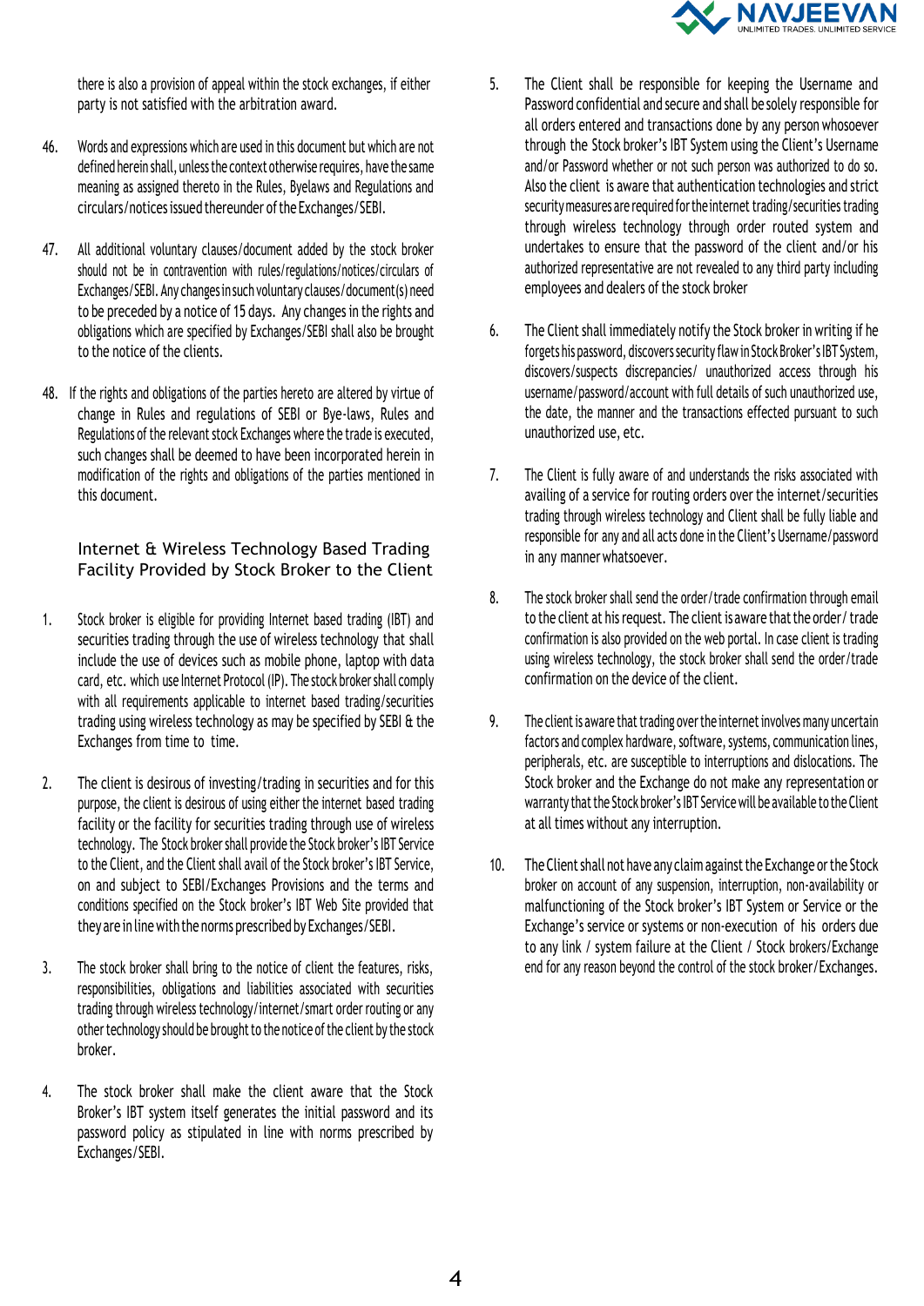there is also a provision of appeal within the stock exchanges, if either party is not satisfied with the arbitration award.

46. Words and expressions which are used in this document but which are not defined herein shall, unless the context otherwise requires, have the same meaning as assigned thereto in the Rules, Byelaws and Regulations and circulars/notices issued thereunder of the Exchanges/SEBI.

47. All additional voluntary clauses/document added by the stock broker should not be in contravention with rules/regulations/notices/circulars of Exchanges/SEBI. Any changes in such voluntary clauses/document(s) need to be preceded by a notice of 15 days. Any changes in the rights and obligations which are specified by Exchanges/SEBI shall also be brought to the notice of the clients.

48. If the rights and obligations of the parties hereto are altered by virtue of change in Rules and regulations of SEBI or Bye-laws, Rules and Regulations of the relevant stock Exchanges where the trade is executed, such changes shall be deemed to have been incorporated herein in modification of the rights and obligations of the parties mentioned in this document.

## Internet & Wireless Technology Based Trading Facility Provided by Stock Broker to the Client

1. Stock broker is eligible for providing Internet based trading (IBT) and securities trading through the use of wireless technology that shall include the use of devices such as mobile phone, laptop with data card, etc. which use Internet Protocol (IP). The stock broker shall comply with all requirements applicable to internet based trading/securities trading using wireless technology as may be specified by SEBI & the Exchanges from time to time.

2. The client is desirous of investing/trading in securities and for this purpose, the client is desirous of using either the internet based trading facility or the facility for securities trading through use of wireless technology. The Stock broker shall provide the Stock broker's IBT Service to the Client, and the Client shall avail of the Stock broker's IBT Service, on and subject to SEBI/Exchanges Provisions and the terms and conditions specified on the Stock broker's IBT Web Site provided that they are in line with the norms prescribed by Exchanges/SEBI.

3. The stock broker shall bring to the notice of client the features, risks, responsibilities, obligations and liabilities associated with securities trading through wireless technology/internet/smart order routing or any other technology should be brought to the notice of the client by the stock broker.

4. The stock broker shall make the client aware that the Stock Broker's IBT system itself generates the initial password and its password policy as stipulated in line with norms prescribed by Exchanges/SEBI.

5. The Client shall be responsible for keeping the Username and Password confidential and secure and shall be solely responsible for all orders entered and transactions done by any person whosoever through the Stock broker's IBT System using the Client's Username and/or Password whether or not such person was authorized to do so. Also the client is aware that authentication technologies and strict security measures are required for the internet trading/securities trading through wireless technology through order routed system and undertakes to ensure that the password of the client and/or his authorized representative are not revealed to any third party including employees and dealers of the stock broker

6. The Client shall immediately notify the Stock broker in writing if he forgets his password, discovers security flaw in Stock Broker's IBT System, discovers/suspects discrepancies/ unauthorized access through his username/password/account with full details of such unauthorized use, the date, the manner and the transactions effected pursuant to such unauthorized use, etc.

7. The Client is fully aware of and understands the risks associated with availing of a service for routing orders over the internet/securities trading through wireless technology and Client shall be fully liable and responsible for any and all acts done in the Client's Username/password in any manner whatsoever.

8. The stock broker shall send the order/trade confirmation through email to the client at his request. The client is aware that the order/ trade confirmation is also provided on the web portal. In case client is trading using wireless technology, the stock broker shall send the order/trade confirmation on the device of the client.

9. The client is aware that trading over the internet involves many uncertain factors and complex hardware, software, systems, communication lines, peripherals, etc. are susceptible to interruptions and dislocations. The Stock broker and the Exchange do not make any representation or warranty that the Stock broker's IBT Service will be available to the Client at all times without any interruption.

10. The Client shall not have any claim against the Exchange or the Stock broker on account of any suspension, interruption, non-availability or malfunctioning of the Stock broker's IBT System or Service or the Exchange's service or systems or non-execution of his orders due to any link / system failure at the Client / Stock brokers/Exchange end for any reason beyond the control of the stock broker/Exchanges.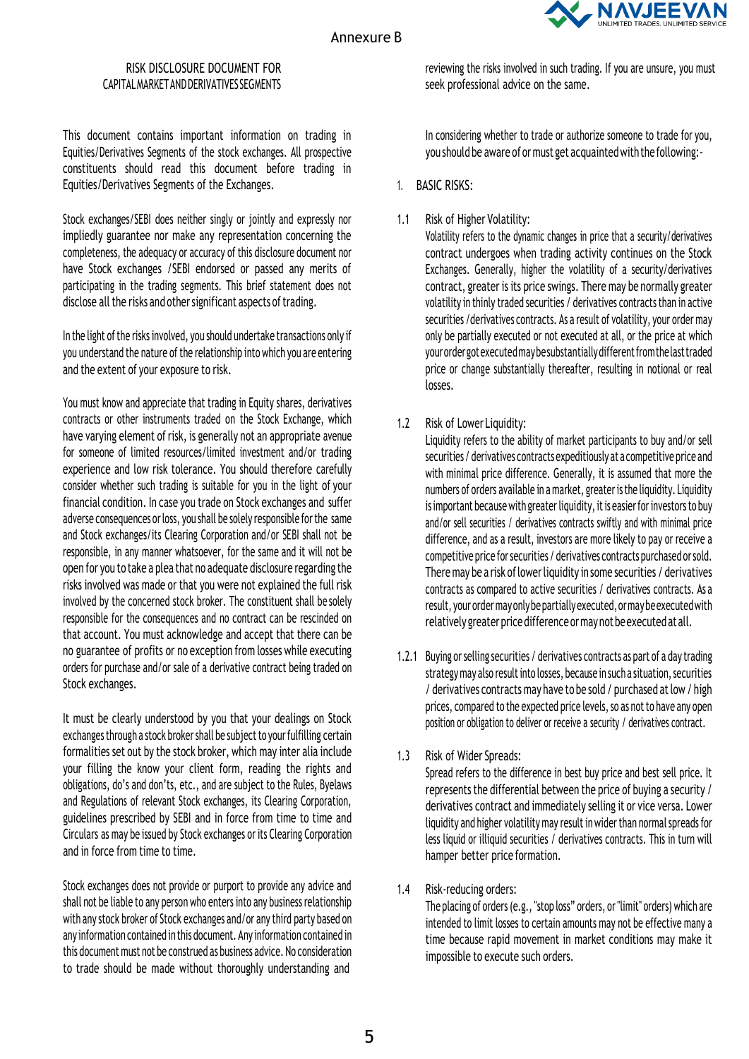Annexure B

# RISK DISCLOSURE DOCUMENT FOR CAPITAL MARKET AND DERIVATIVES SEGMENTS

This document contains important information on trading in Equities/Derivatives Segments of the stock exchanges. All prospective constituents should read this document before trading in Equities/Derivatives Segments of the Exchanges.

Stock exchanges/SEBI does neither singly or jointly and expressly nor impliedly guarantee nor make any representation concerning the completeness, the adequacy or accuracy of this disclosure document nor have Stock exchanges /SEBI endorsed or passed any merits of participating in the trading segments. This brief statement does not disclose all the risks and other significant aspects of trading.

In the light of the risks involved, you should undertake transactions only if you understand the nature of the relationship into which you are entering and the extent of your exposure to risk.

You must know and appreciate that trading in Equity shares, derivatives contracts or other instruments traded on the Stock Exchange, which have varying element of risk, is generally not an appropriate avenue for someone of limited resources/limited investment and/or trading experience and low risk tolerance. You should therefore carefully consider whether such trading is suitable for you in the light of your financial condition. In case you trade on Stock exchanges and suffer adverse consequences or loss, you shall be solely responsible for the same and Stock exchanges/its Clearing Corporation and/or SEBI shall not be responsible, in any manner whatsoever, for the same and it will not be open for you to take a plea that no adequate disclosure regarding the risks involved was made or that you were not explained the full risk involved by the concerned stock broker. The constituent shall be solely responsible for the consequences and no contract can be rescinded on that account. You must acknowledge and accept that there can be no guarantee of profits or no exception from losses while executing orders for purchase and/or sale of a derivative contract being traded on Stock exchanges.

It must be clearly understood by you that your dealings on Stock exchanges through a stock broker shall be subject to your fulfilling certain formalities set out by the stock broker, which may inter alia include your filling the know your client form, reading the rights and obligations, do's and don'ts, etc., and are subject to the Rules, Byelaws and Regulations of relevant Stock exchanges, its Clearing Corporation, guidelines prescribed by SEBI and in force from time to time and Circulars as may be issued by Stock exchanges or its Clearing Corporation and in force from time to time.

Stock exchanges does not provide or purport to provide any advice and shall not be liable to any person who enters into any business relationship with any stock broker of Stock exchanges and/or any third party based on any information contained in this document. Any information contained in this document must not be construed as business advice. No consideration to trade should be made without thoroughly understanding and reviewing the risks involved in such trading. If you are unsure, you must seek professional advice on the same.

In considering whether to trade or authorize someone to trade for you, you should be aware of or must get acquainted with the following:-

1. BASIC RISKS:

1.1 Risk of Higher Volatility:
Volatility refers to the dynamic changes in price that a security/derivatives contract undergoes when trading activity continues on the Stock Exchanges. Generally, higher the volatility of a security/derivatives contract, greater is its price swings. There may be normally greater volatility in thinly traded securities / derivatives contracts than in active securities /derivatives contracts. As a result of volatility, your order may only be partially executed or not executed at all, or the price at which your order got executed may be substantially different from the last traded price or change substantially thereafter, resulting in notional or real losses.

1.2 Risk of Lower Liquidity:
Liquidity refers to the ability of market participants to buy and/or sell securities / derivatives contracts expeditiously at a competitive price and with minimal price difference. Generally, it is assumed that more the numbers of orders available in a market, greater is the liquidity. Liquidity is important because with greater liquidity, it is easier for investors to buy and/or sell securities / derivatives contracts swiftly and with minimal price difference, and as a result, investors are more likely to pay or receive a competitive price for securities / derivatives contracts purchased or sold. There may be a risk of lower liquidity in some securities / derivatives contracts as compared to active securities / derivatives contracts. As a result, your order may only be partially executed, or may be executed with relatively greater price difference or may not be executed at all.

1.2.1 Buying or selling securities / derivatives contracts as part of a day trading strategy may also result into losses, because in such a situation, securities / derivatives contracts may have to be sold / purchased at low / high prices, compared to the expected price levels, so as not to have any open position or obligation to deliver or receive a security / derivatives contract.

1.3 Risk of Wider Spreads:
Spread refers to the difference in best buy price and best sell price. It represents the differential between the price of buying a security / derivatives contract and immediately selling it or vice versa. Lower liquidity and higher volatility may result in wider than normal spreads for less liquid or illiquid securities / derivatives contracts. This in turn will hamper better price formation.

1.4 Risk-reducing orders:
The placing of orders (e.g., "stop loss" orders, or "limit" orders) which are intended to limit losses to certain amounts may not be effective many a time because rapid movement in market conditions may make it impossible to execute such orders.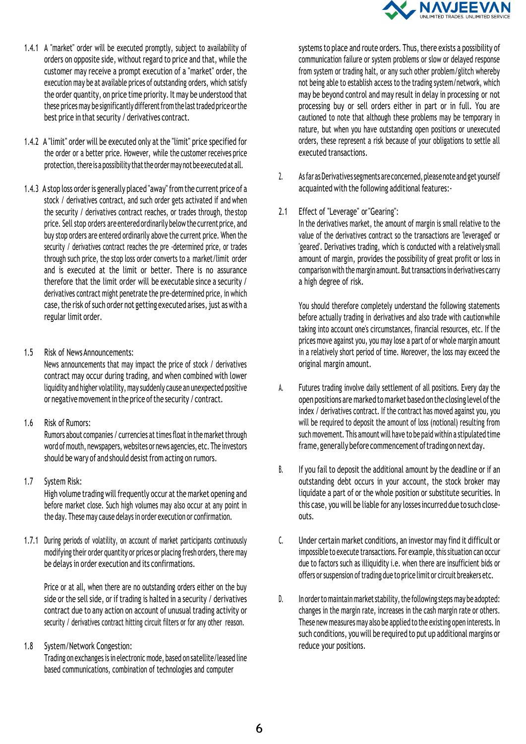1.4.1 A "market" order will be executed promptly, subject to availability of orders on opposite side, without regard to price and that, while the customer may receive a prompt execution of a "market" order, the execution may be at available prices of outstanding orders, which satisfy the order quantity, on price time priority. It may be understood that these prices may be significantly different from the last traded price or the best price in that security / derivatives contract.

1.4.2 A "limit" order will be executed only at the "limit" price specified for the order or a better price. However, while the customer receives price protection, there is a possibility that the order may not be executed at all.

1.4.3 A stop loss order is generally placed "away" from the current price of a stock / derivatives contract, and such order gets activated if and when the security / derivatives contract reaches, or trades through, the stop price. Sell stop orders are entered ordinarily below the current price, and buy stop orders are entered ordinarily above the current price. When the security / derivatives contract reaches the pre -determined price, or trades through such price, the stop loss order converts to a market/limit order and is executed at the limit or better. There is no assurance therefore that the limit order will be executable since a security / derivatives contract might penetrate the pre-determined price, in which case, the risk of such order not getting executed arises, just as with a regular limit order.

1.5 Risk of News Announcements:
News announcements that may impact the price of stock / derivatives contract may occur during trading, and when combined with lower liquidity and higher volatility, may suddenly cause an unexpected positive or negative movement in the price of the security / contract.

1.6 Risk of Rumors:
Rumors about companies / currencies at times float in the market through word of mouth, newspapers, websites or news agencies, etc. The investors should be wary of and should desist from acting on rumors.

1.7 System Risk:
High volume trading will frequently occur at the market opening and before market close. Such high volumes may also occur at any point in the day. These may cause delays in order execution or confirmation.

1.7.1 During periods of volatility, on account of market participants continuously modifying their order quantity or prices or placing fresh orders, there may be delays in order execution and its confirmations.

Price or at all, when there are no outstanding orders either on the buy side or the sell side, or if trading is halted in a security / derivatives contract due to any action on account of unusual trading activity or security / derivatives contract hitting circuit filters or for any other reason.

1.8 System/Network Congestion:
Trading on exchanges is in electronic mode, based on satellite/leased line based communications, combination of technologies and computer systems to place and route orders. Thus, there exists a possibility of communication failure or system problems or slow or delayed response from system or trading halt, or any such other problem/glitch whereby not being able to establish access to the trading system/network, which may be beyond control and may result in delay in processing or not processing buy or sell orders either in part or in full. You are cautioned to note that although these problems may be temporary in nature, but when you have outstanding open positions or unexecuted orders, these represent a risk because of your obligations to settle all executed transactions.

2. As far as Derivatives segments are concerned, please note and get yourself acquainted with the following additional features:-

2.1 Effect of "Leverage" or "Gearing":
In the derivatives market, the amount of margin is small relative to the value of the derivatives contract so the transactions are 'leveraged' or 'geared'. Derivatives trading, which is conducted with a relatively small amount of margin, provides the possibility of great profit or loss in comparison with the margin amount. But transactions in derivatives carry a high degree of risk.

You should therefore completely understand the following statements before actually trading in derivatives and also trade with caution while taking into account one's circumstances, financial resources, etc. If the prices move against you, you may lose a part of or whole margin amount in a relatively short period of time. Moreover, the loss may exceed the original margin amount.

A. Futures trading involve daily settlement of all positions. Every day the open positions are marked to market based on the closing level of the index / derivatives contract. If the contract has moved against you, you will be required to deposit the amount of loss (notional) resulting from such movement. This amount will have to be paid within a stipulated time frame, generally before commencement of trading on next day.

B. If you fail to deposit the additional amount by the deadline or if an outstanding debt occurs in your account, the stock broker may liquidate a part of or the whole position or substitute securities. In this case, you will be liable for any losses incurred due to such close-outs.

C. Under certain market conditions, an investor may find it difficult or impossible to execute transactions. For example, this situation can occur due to factors such as illiquidity i.e. when there are insufficient bids or offers or suspension of trading due to price limit or circuit breakers etc.

D. In order to maintain market stability, the following steps may be adopted: changes in the margin rate, increases in the cash margin rate or others. These new measures may also be applied to the existing open interests. In such conditions, you will be required to put up additional margins or reduce your positions.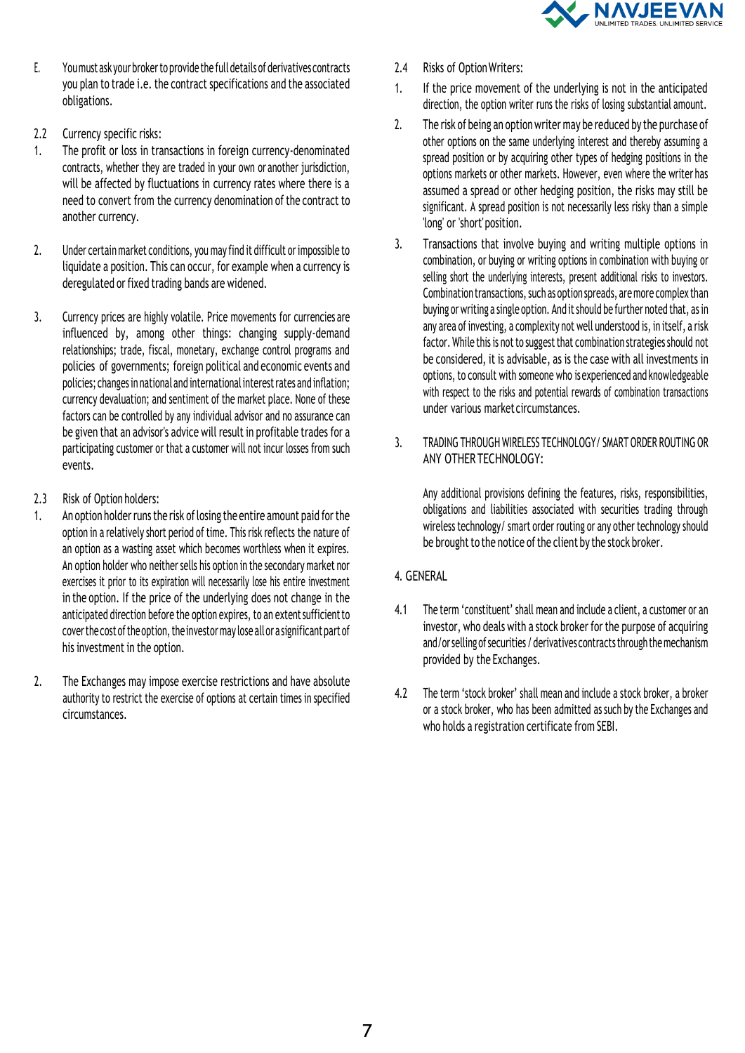E. You must ask your broker to provide the full details of derivatives contracts you plan to trade i.e. the contract specifications and the associated obligations.

2.2 Currency specific risks:

1. The profit or loss in transactions in foreign currency-denominated contracts, whether they are traded in your own or another jurisdiction, will be affected by fluctuations in currency rates where there is a need to convert from the currency denomination of the contract to another currency.

2. Under certain market conditions, you may find it difficult or impossible to liquidate a position. This can occur, for example when a currency is deregulated or fixed trading bands are widened.

3. Currency prices are highly volatile. Price movements for currencies are influenced by, among other things: changing supply-demand relationships; trade, fiscal, monetary, exchange control programs and policies of governments; foreign political and economic events and policies; changes in national and international interest rates and inflation; currency devaluation; and sentiment of the market place. None of these factors can be controlled by any individual advisor and no assurance can be given that an advisor's advice will result in profitable trades for a participating customer or that a customer will not incur losses from such events.

2.3 Risk of Option holders:

1. An option holder runs the risk of losing the entire amount paid for the option in a relatively short period of time. This risk reflects the nature of an option as a wasting asset which becomes worthless when it expires. An option holder who neither sells his option in the secondary market nor exercises it prior to its expiration will necessarily lose his entire investment in the option. If the price of the underlying does not change in the anticipated direction before the option expires, to an extent sufficient to cover the cost of the option, the investor may lose all or a significant part of his investment in the option.

2. The Exchanges may impose exercise restrictions and have absolute authority to restrict the exercise of options at certain times in specified circumstances.

2.4 Risks of Option Writers:

1. If the price movement of the underlying is not in the anticipated direction, the option writer runs the risks of losing substantial amount.

2. The risk of being an option writer may be reduced by the purchase of other options on the same underlying interest and thereby assuming a spread position or by acquiring other types of hedging positions in the options markets or other markets. However, even where the writer has assumed a spread or other hedging position, the risks may still be significant. A spread position is not necessarily less risky than a simple 'long' or 'short' position.

3. Transactions that involve buying and writing multiple options in combination, or buying or writing options in combination with buying or selling short the underlying interests, present additional risks to investors. Combination transactions, such as option spreads, are more complex than buying or writing a single option. And it should be further noted that, as in any area of investing, a complexity not well understood is, in itself, a risk factor. While this is not to suggest that combination strategies should not be considered, it is advisable, as is the case with all investments in options, to consult with someone who is experienced and knowledgeable with respect to the risks and potential rewards of combination transactions under various market circumstances.

3. TRADING THROUGH WIRELESS TECHNOLOGY / SMART ORDER ROUTING OR ANY OTHER TECHNOLOGY:

Any additional provisions defining the features, risks, responsibilities, obligations and liabilities associated with securities trading through wireless technology / smart order routing or any other technology should be brought to the notice of the client by the stock broker.

4. GENERAL

4.1 The term 'constituent' shall mean and include a client, a customer or an investor, who deals with a stock broker for the purpose of acquiring and/or selling of securities / derivatives contracts through the mechanism provided by the Exchanges.

4.2 The term 'stock broker' shall mean and include a stock broker, a broker or a stock broker, who has been admitted as such by the Exchanges and who holds a registration certificate from SEBI.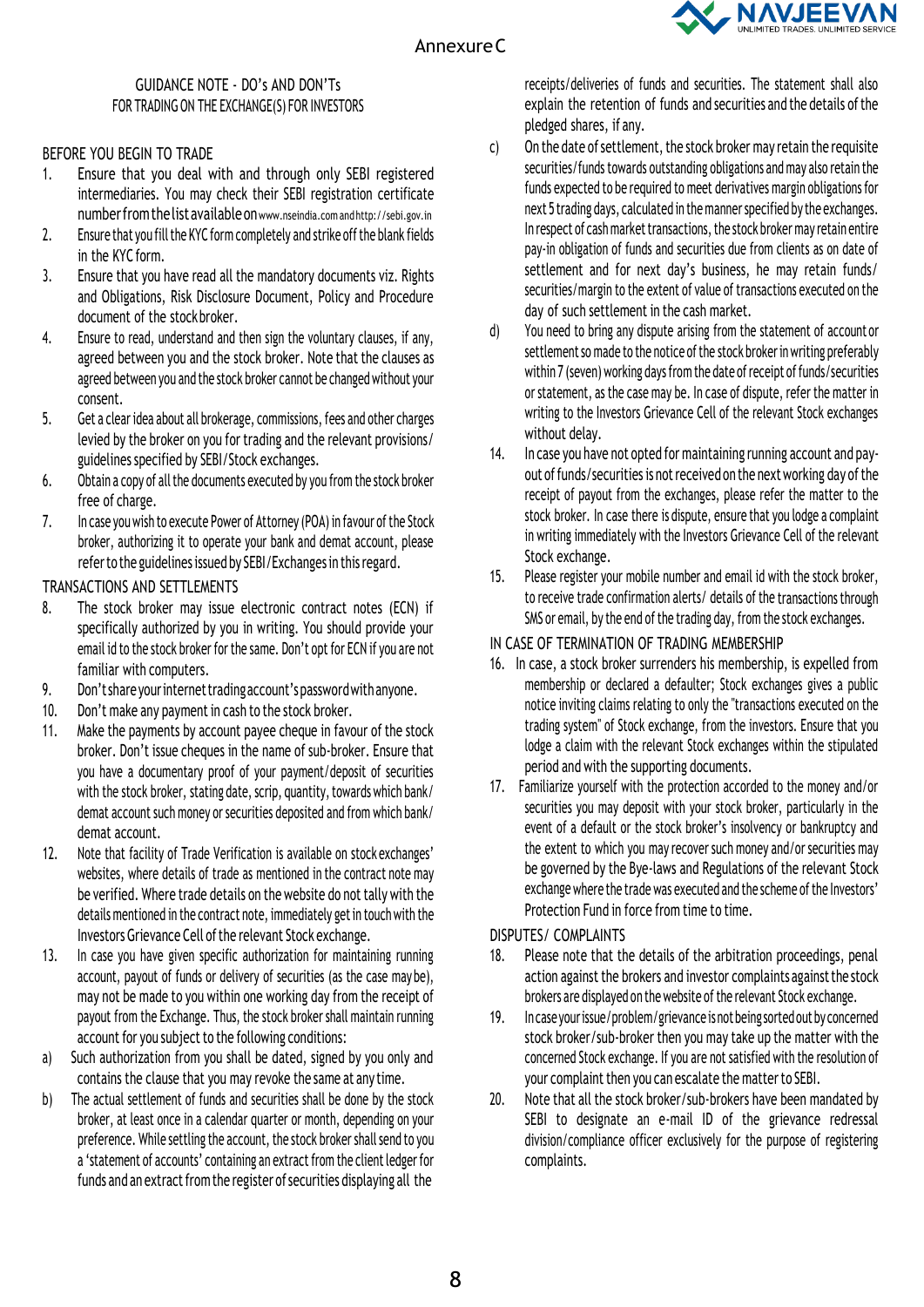Annexure C

## GUIDANCE NOTE - DO's AND DON'Ts FOR TRADING ON THE EXCHANGE(S) FOR INVESTORS

### BEFORE YOU BEGIN TO TRADE

1. Ensure that you deal with and through only SEBI registered intermediaries. You may check their SEBI registration certificate number from the list available on www.nseindia.com and http://sebi.gov.in
2. Ensure that you fill the KYC form completely and strike off the blank fields in the KYC form.
3. Ensure that you have read all the mandatory documents viz. Rights and Obligations, Risk Disclosure Document, Policy and Procedure document of the stock broker.
4. Ensure to read, understand and then sign the voluntary clauses, if any, agreed between you and the stock broker. Note that the clauses as agreed between you and the stock broker cannot be changed without your consent.
5. Get a clear idea about all brokerage, commissions, fees and other charges levied by the broker on you for trading and the relevant provisions/ guidelines specified by SEBI/Stock exchanges.
6. Obtain a copy of all the documents executed by you from the stock broker free of charge.
7. In case you wish to execute Power of Attorney (POA) in favour of the Stock broker, authorizing it to operate your bank and demat account, please refer to the guidelines issued by SEBI/Exchanges in this regard.

### TRANSACTIONS AND SETTLEMENTS

8. The stock broker may issue electronic contract notes (ECN) if specifically authorized by you in writing. You should provide your email id to the stock broker for the same. Don't opt for ECN if you are not familiar with computers.
9. Don't share your internet trading account's password with anyone.
10. Don't make any payment in cash to the stock broker.
11. Make the payments by account payee cheque in favour of the stock broker. Don't issue cheques in the name of sub-broker. Ensure that you have a documentary proof of your payment/deposit of securities with the stock broker, stating date, scrip, quantity, towards which bank/ demat account such money or securities deposited and from which bank/ demat account.
12. Note that facility of Trade Verification is available on stock exchanges' websites, where details of trade as mentioned in the contract note may be verified. Where trade details on the website do not tally with the details mentioned in the contract note, immediately get in touch with the Investors Grievance Cell of the relevant Stock exchange.
13. In case you have given specific authorization for maintaining running account, payout of funds or delivery of securities (as the case may be), may not be made to you within one working day from the receipt of payout from the Exchange. Thus, the stock broker shall maintain running account for you subject to the following conditions:

    a) Such authorization from you shall be dated, signed by you only and contains the clause that you may revoke the same at any time.

    b) The actual settlement of funds and securities shall be done by the stock broker, at least once in a calendar quarter or month, depending on your preference. While settling the account, the stock broker shall send to you a 'statement of accounts' containing an extract from the client ledger for funds and an extract from the register of securities displaying all the receipts/deliveries of funds and securities. The statement shall also explain the retention of funds and securities and the details of the pledged shares, if any.

    c) On the date of settlement, the stock broker may retain the requisite securities/funds towards outstanding obligations and may also retain the funds expected to be required to meet derivatives margin obligations for next 5 trading days, calculated in the manner specified by the exchanges. In respect of cash market transactions, the stock broker may retain entire pay-in obligation of funds and securities due from clients as on date of settlement and for next day's business, he may retain funds/ securities/margin to the extent of value of transactions executed on the day of such settlement in the cash market.

    d) You need to bring any dispute arising from the statement of account or settlement so made to the notice of the stock broker in writing preferably within 7 (seven) working days from the date of receipt of funds/securities or statement, as the case may be. In case of dispute, refer the matter in writing to the Investors Grievance Cell of the relevant Stock exchanges without delay.
14. In case you have not opted for maintaining running account and pay-out of funds/securities is not received on the next working day of the receipt of payout from the exchanges, please refer the matter to the stock broker. In case there is dispute, ensure that you lodge a complaint in writing immediately with the Investors Grievance Cell of the relevant Stock exchange.
15. Please register your mobile number and email id with the stock broker, to receive trade confirmation alerts/ details of the transactions through SMS or email, by the end of the trading day, from the stock exchanges.

### IN CASE OF TERMINATION OF TRADING MEMBERSHIP

16. In case, a stock broker surrenders his membership, is expelled from membership or declared a defaulter; Stock exchanges gives a public notice inviting claims relating to only the "transactions executed on the trading system" of Stock exchange, from the investors. Ensure that you lodge a claim with the relevant Stock exchanges within the stipulated period and with the supporting documents.
17. Familiarize yourself with the protection accorded to the money and/or securities you may deposit with your stock broker, particularly in the event of a default or the stock broker's insolvency or bankruptcy and the extent to which you may recover such money and/or securities may be governed by the Bye-laws and Regulations of the relevant Stock exchange where the trade was executed and the scheme of the Investors' Protection Fund in force from time to time.

### DISPUTES/ COMPLAINTS

18. Please note that the details of the arbitration proceedings, penal action against the brokers and investor complaints against the stock brokers are displayed on the website of the relevant Stock exchange.
19. In case your issue/problem/grievance is not being sorted out by concerned stock broker/sub-broker then you may take up the matter with the concerned Stock exchange. If you are not satisfied with the resolution of your complaint then you can escalate the matter to SEBI.
20. Note that all the stock broker/sub-brokers have been mandated by SEBI to designate an e-mail ID of the grievance redressal division/compliance officer exclusively for the purpose of registering complaints.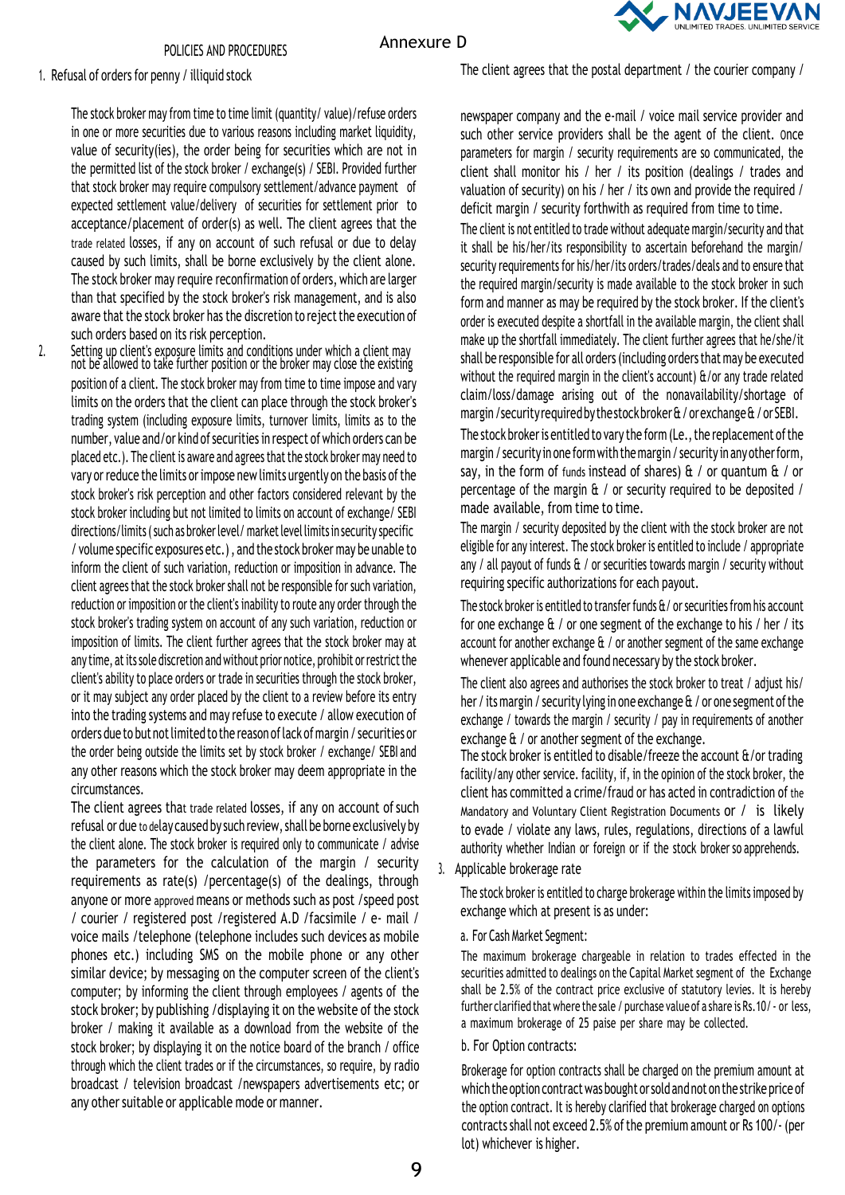## Annexure D

### POLICIES AND PROCEDURES

1. Refusal of orders for penny / illiquid stock

   The stock broker may from time to time limit (quantity/ value)/refuse orders in one or more securities due to various reasons including market liquidity, value of security(ies), the order being for securities which are not in the permitted list of the stock broker / exchange(s) / SEBI. Provided further that stock broker may require compulsory settlement/advance payment of expected settlement value/delivery of securities for settlement prior to acceptance/placement of order(s) as well. The client agrees that the trade related losses, if any on account of such refusal or due to delay caused by such limits, shall be borne exclusively by the client alone. The stock broker may require reconfirmation of orders, which are larger than that specified by the stock broker's risk management, and is also aware that the stock broker has the discretion to reject the execution of such orders based on its risk perception.

2. Setting up client's exposure limits and conditions under which a client may not be allowed to take further position or the broker may close the existing position of a client. The stock broker may from time to time impose and vary limits on the orders that the client can place through the stock broker's trading system (including exposure limits, turnover limits, limits as to the number, value and/or kind of securities in respect of which orders can be placed etc.). The client is aware and agrees that the stock broker may need to vary or reduce the limits or impose new limits urgently on the basis of the stock broker's risk perception and other factors considered relevant by the stock broker including but not limited to limits on account of exchange/ SEBI directions/limits (such as broker level/ market level limits in security specific / volume specific exposures etc.), and the stock broker may be unable to inform the client of such variation, reduction or imposition in advance. The client agrees that the stock broker shall not be responsible for such variation, reduction or imposition or the client's inability to route any order through the stock broker's trading system on account of any such variation, reduction or imposition of limits. The client further agrees that the stock broker may at any time, at its sole discretion and without prior notice, prohibit or restrict the client's ability to place orders or trade in securities through the stock broker, or it may subject any order placed by the client to a review before its entry into the trading systems and may refuse to execute / allow execution of orders due to but not limited to the reason of lack of margin / securities or the order being outside the limits set by stock broker / exchange/ SEBI and any other reasons which the stock broker may deem appropriate in the circumstances.

   The client agrees that trade related losses, if any on account of such refusal or due to delay caused by such review, shall be borne exclusively by the client alone. The stock broker is required only to communicate / advise the parameters for the calculation of the margin / security requirements as rate(s) /percentage(s) of the dealings, through anyone or more approved means or methods such as post /speed post / courier / registered post /registered A.D /facsimile / e- mail / voice mails /telephone (telephone includes such devices as mobile phones etc.) including SMS on the mobile phone or any other similar device; by messaging on the computer screen of the client's computer; by informing the client through employees / agents of the stock broker; by publishing /displaying it on the website of the stock broker / making it available as a download from the website of the stock broker; by displaying it on the notice board of the branch / office through which the client trades or if the circumstances, so require, by radio broadcast / television broadcast /newspapers advertisements etc; or any other suitable or applicable mode or manner.

   The client agrees that the postal department / the courier company / newspaper company and the e-mail / voice mail service provider and such other service providers shall be the agent of the client. Once parameters for margin / security requirements are so communicated, the client shall monitor his / her / its position (dealings / trades and valuation of security) on his / her / its own and provide the required / deficit margin / security forthwith as required from time to time.

   The client is not entitled to trade without adequate margin/security and that it shall be his/her/its responsibility to ascertain beforehand the margin/ security requirements for his/her/its orders/trades/deals and to ensure that the required margin/security is made available to the stock broker in such form and manner as may be required by the stock broker. If the client's order is executed despite a shortfall in the available margin, the client shall make up the shortfall immediately. The client further agrees that he/she/it shall be responsible for all orders (including orders that may be executed without the required margin in the client's account) &/or any trade related claim/loss/damage arising out of the nonavailability/shortage of margin /security required by the stock broker & / or exchange & / or SEBI.

   The stock broker is entitled to vary the form (Le., the replacement of the margin / security in one form with the margin / security in any other form, say, in the form of funds instead of shares) & / or quantum & / or percentage of the margin & / or security required to be deposited / made available, from time to time.

   The margin / security deposited by the client with the stock broker are not eligible for any interest. The stock broker is entitled to include / appropriate any / all payout of funds & / or securities towards margin / security without requiring specific authorizations for each payout.

   The stock broker is entitled to transfer funds & / or securities from his account for one exchange & / or one segment of the exchange to his / her / its account for another exchange & / or another segment of the same exchange whenever applicable and found necessary by the stock broker.

   The client also agrees and authorises the stock broker to treat / adjust his/ her / its margin / security lying in one exchange & / or one segment of the exchange / towards the margin / security / pay in requirements of another exchange & / or another segment of the exchange.

   The stock broker is entitled to disable/freeze the account &/or trading facility/any other service. facility, if, in the opinion of the stock broker, the client has committed a crime/fraud or has acted in contradiction of the Mandatory and Voluntary Client Registration Documents or / is likely to evade / violate any laws, rules, regulations, directions of a lawful authority whether Indian or foreign or if the stock broker so apprehends.

3. Applicable brokerage rate

   The stock broker is entitled to charge brokerage within the limits imposed by exchange which at present is as under:

   a. For Cash Market Segment:

   The maximum brokerage chargeable in relation to trades effected in the securities admitted to dealings on the Capital Market segment of the Exchange shall be 2.5% of the contract price exclusive of statutory levies. It is hereby further clarified that where the sale / purchase value of a share is Rs.10/ - or less, a maximum brokerage of 25 paise per share may be collected.

   b. For Option contracts:

   Brokerage for option contracts shall be charged on the premium amount at which the option contract was bought or sold and not on the strike price of the option contract. It is hereby clarified that brokerage charged on options contracts shall not exceed 2.5% of the premium amount or Rs 100/- (per lot) whichever is higher.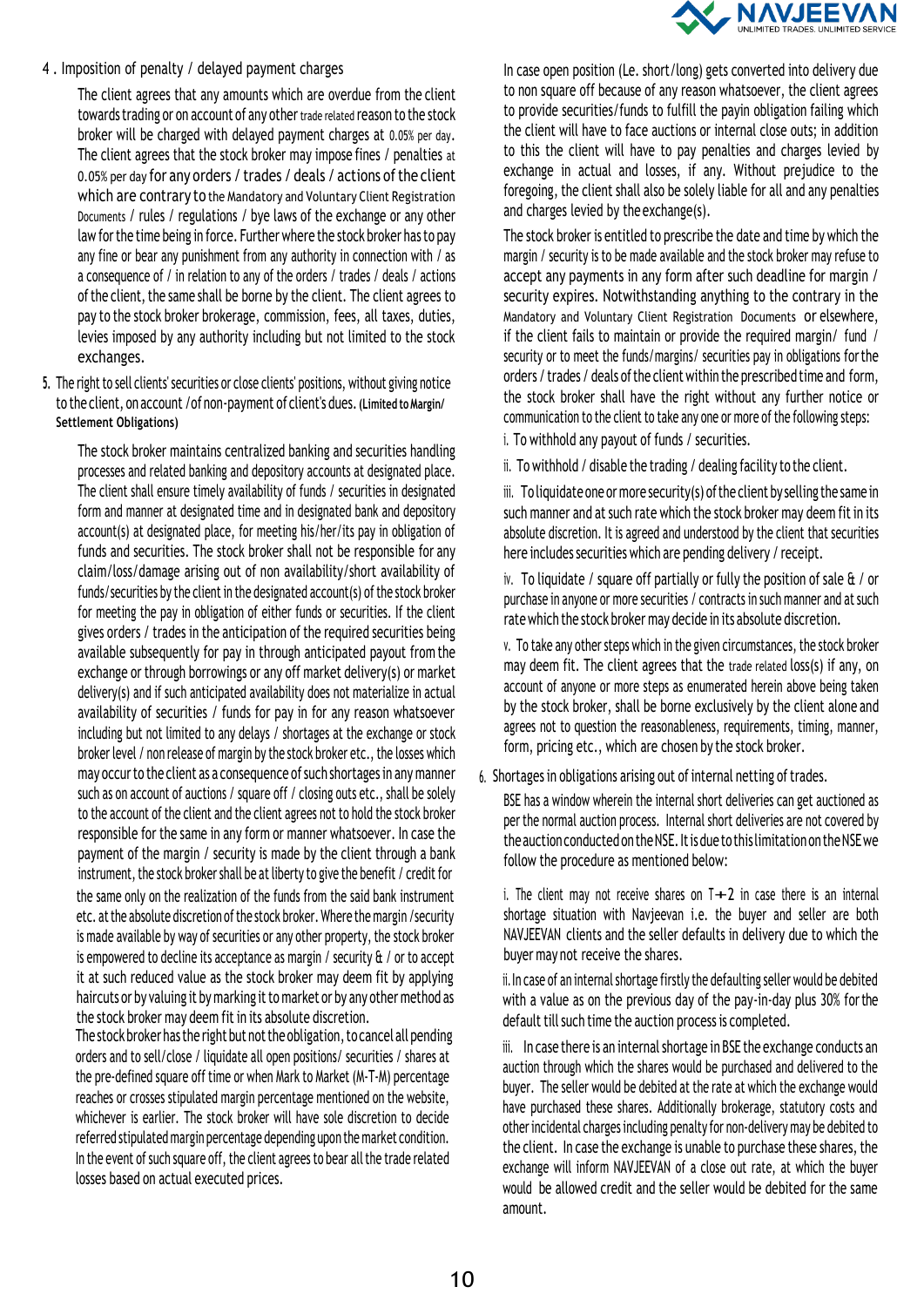4 . Imposition of penalty / delayed payment charges

The client agrees that any amounts which are overdue from the client towards trading or on account of any other trade related reason to the stock broker will be charged with delayed payment charges at 0.05% per day. The client agrees that the stock broker may impose fines / penalties at 0.05% per day for any orders / trades / deals / actions of the client which are contrary to the Mandatory and Voluntary Client Registration Documents / rules / regulations / bye laws of the exchange or any other law for the time being in force. Further where the stock broker has to pay any fine or bear any punishment from any authority in connection with / as a consequence of / in relation to any of the orders / trades / deals / actions of the client, the same shall be borne by the client. The client agrees to pay to the stock broker brokerage, commission, fees, all taxes, duties, levies imposed by any authority including but not limited to the stock exchanges.

5. The right to sell clients' securities or close clients' positions, without giving notice to the client, on account / of non-payment of client's dues. **(Limited to Margin/ Settlement Obligations)**

The stock broker maintains centralized banking and securities handling processes and related banking and depository accounts at designated place. The client shall ensure timely availability of funds / securities in designated form and manner at designated time and in designated bank and depository account(s) at designated place, for meeting his/her/its pay in obligation of funds and securities. The stock broker shall not be responsible for any claim/loss/damage arising out of non availability/short availability of funds/securities by the client in the designated account(s) of the stock broker for meeting the pay in obligation of either funds or securities. If the client gives orders / trades in the anticipation of the required securities being available subsequently for pay in through anticipated payout from the exchange or through borrowings or any off market delivery(s) or market delivery(s) and if such anticipated availability does not materialize in actual availability of securities / funds for pay in for any reason whatsoever including but not limited to any delays / shortages at the exchange or stock broker level / non release of margin by the stock broker etc., the losses which may occur to the client as a consequence of such shortages in any manner such as on account of auctions / square off / closing outs etc., shall be solely to the account of the client and the client agrees not to hold the stock broker responsible for the same in any form or manner whatsoever. In case the payment of the margin / security is made by the client through a bank instrument, the stock broker shall be at liberty to give the benefit / credit for the same only on the realization of the funds from the said bank instrument etc. at the absolute discretion of the stock broker. Where the margin /security is made available by way of securities or any other property, the stock broker is empowered to decline its acceptance as margin / security & / or to accept it at such reduced value as the stock broker may deem fit by applying haircuts or by valuing it by marking it to market or by any other method as the stock broker may deem fit in its absolute discretion.

The stock broker has the right but not the obligation, to cancel all pending orders and to sell/close / liquidate all open positions/ securities / shares at the pre-defined square off time or when Mark to Market (M-T-M) percentage reaches or crosses stipulated margin percentage mentioned on the website, whichever is earlier. The stock broker will have sole discretion to decide referred stipulated margin percentage depending upon the market condition. In the event of such square off, the client agrees to bear all the trade related losses based on actual executed prices.

In case open position (Le. short/long) gets converted into delivery due to non square off because of any reason whatsoever, the client agrees to provide securities/funds to fulfill the payin obligation failing which the client will have to face auctions or internal close outs; in addition to this the client will have to pay penalties and charges levied by exchange in actual and losses, if any. Without prejudice to the foregoing, the client shall also be solely liable for all and any penalties and charges levied by the exchange(s).

The stock broker is entitled to prescribe the date and time by which the margin / security is to be made available and the stock broker may refuse to accept any payments in any form after such deadline for margin / security expires. Notwithstanding anything to the contrary in the Mandatory and Voluntary Client Registration Documents or elsewhere, if the client fails to maintain or provide the required margin/ fund / security or to meet the funds/margins/ securities pay in obligations for the orders / trades / deals of the client within the prescribed time and form, the stock broker shall have the right without any further notice or communication to the client to take any one or more of the following steps:

i. To withhold any payout of funds / securities.

ii. To withhold / disable the trading / dealing facility to the client.

iii. To liquidate one or more security(s) of the client by selling the same in such manner and at such rate which the stock broker may deem fit in its absolute discretion. It is agreed and understood by the client that securities here includes securities which are pending delivery / receipt.

iv. To liquidate / square off partially or fully the position of sale & / or purchase in anyone or more securities / contracts in such manner and at such rate which the stock broker may decide in its absolute discretion.

v. To take any other steps which in the given circumstances, the stock broker may deem fit. The client agrees that the trade related loss(s) if any, on account of anyone or more steps as enumerated herein above being taken by the stock broker, shall be borne exclusively by the client alone and agrees not to question the reasonableness, requirements, timing, manner, form, pricing etc., which are chosen by the stock broker.

6. Shortages in obligations arising out of internal netting of trades.

BSE has a window wherein the internal short deliveries can get auctioned as per the normal auction process. Internal short deliveries are not covered by the auction conducted on the NSE. It is due to this limitation on the NSE we follow the procedure as mentioned below:

i. The client may not receive shares on T+2 in case there is an internal shortage situation with Navjeevan i.e. the buyer and seller are both NAVJEEVAN clients and the seller defaults in delivery due to which the buyer may not receive the shares.

ii. In case of an internal shortage firstly the defaulting seller would be debited with a value as on the previous day of the pay-in-day plus 30% for the default till such time the auction process is completed.

iii. In case there is an internal shortage in BSE the exchange conducts an auction through which the shares would be purchased and delivered to the buyer. The seller would be debited at the rate at which the exchange would have purchased these shares. Additionally brokerage, statutory costs and other incidental charges including penalty for non-delivery may be debited to the client. In case the exchange is unable to purchase these shares, the exchange will inform NAVJEEVAN of a close out rate, at which the buyer would be allowed credit and the seller would be debited for the same amount.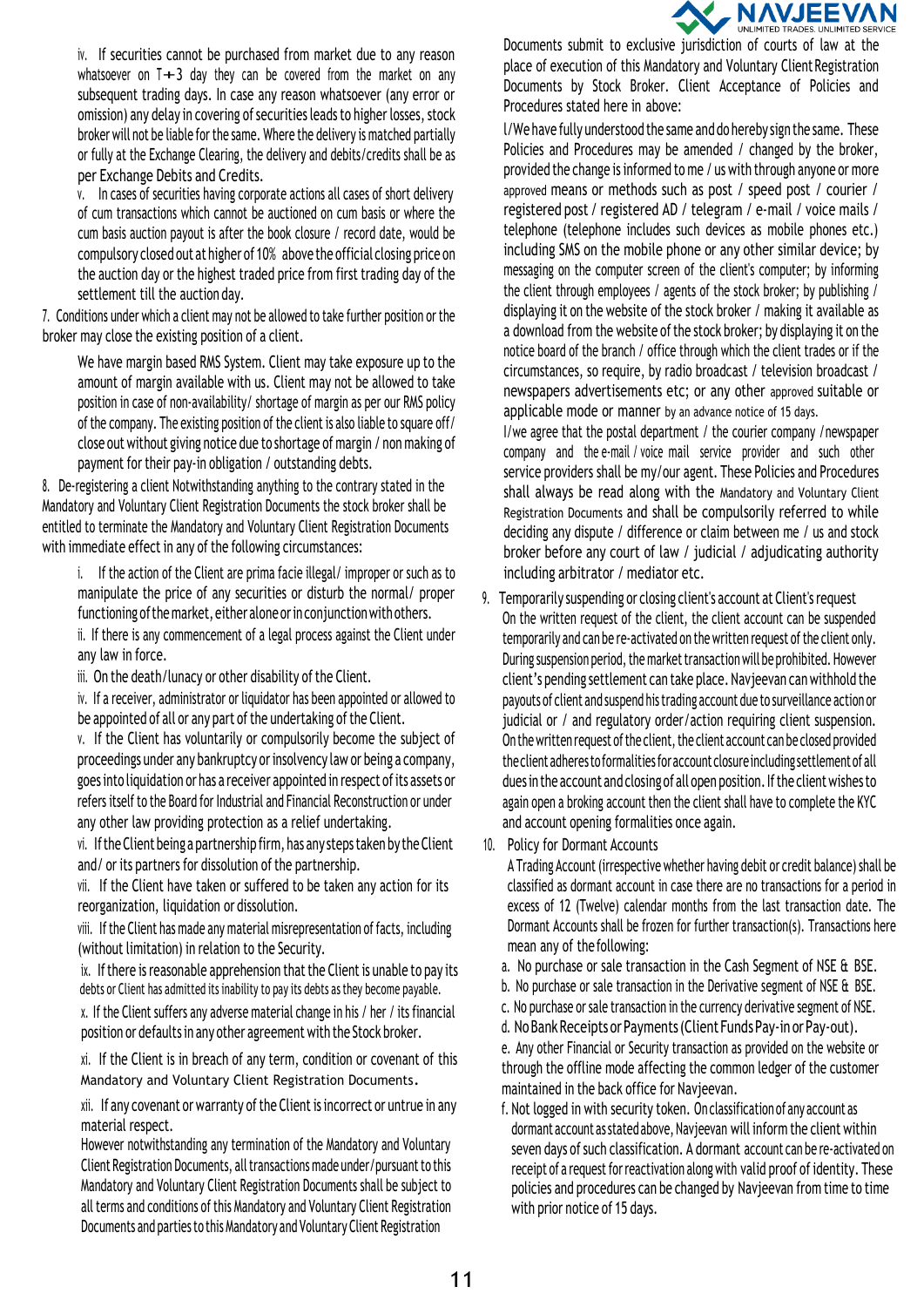iv. If securities cannot be purchased from market due to any reason whatsoever on T+3 day they can be covered from the market on any subsequent trading days. In case any reason whatsoever (any error or omission) any delay in covering of securities leads to higher losses, stock broker will not be liable for the same. Where the delivery is matched partially or fully at the Exchange Clearing, the delivery and debits/credits shall be as per Exchange Debits and Credits.

v. In cases of securities having corporate actions all cases of short delivery of cum transactions which cannot be auctioned on cum basis or where the cum basis auction payout is after the book closure / record date, would be compulsory closed out at higher of 10% above the official closing price on the auction day or the highest traded price from first trading day of the settlement till the auction day.

7. Conditions under which a client may not be allowed to take further position or the broker may close the existing position of a client.

We have margin based RMS System. Client may take exposure up to the amount of margin available with us. Client may not be allowed to take position in case of non-availability/ shortage of margin as per our RMS policy of the company. The existing position of the client is also liable to square off/ close out without giving notice due to shortage of margin / non making of payment for their pay-in obligation / outstanding debts.

8. De-registering a client Notwithstanding anything to the contrary stated in the Mandatory and Voluntary Client Registration Documents the stock broker shall be entitled to terminate the Mandatory and Voluntary Client Registration Documents with immediate effect in any of the following circumstances:

i. If the action of the Client are prima facie illegal/ improper or such as to manipulate the price of any securities or disturb the normal/ proper functioning of the market, either alone or in conjunction with others.

ii. If there is any commencement of a legal process against the Client under any law in force.

iii. On the death/lunacy or other disability of the Client.

iv. If a receiver, administrator or liquidator has been appointed or allowed to be appointed of all or any part of the undertaking of the Client.

v. If the Client has voluntarily or compulsorily become the subject of proceedings under any bankruptcy or insolvency law or being a company, goes into liquidation or has a receiver appointed in respect of its assets or refers itself to the Board for Industrial and Financial Reconstruction or under any other law providing protection as a relief undertaking.

vi. If the Client being a partnership firm, has any steps taken by the Client and/ or its partners for dissolution of the partnership.

vii. If the Client have taken or suffered to be taken any action for its reorganization, liquidation or dissolution.

viii. If the Client has made any material misrepresentation of facts, including (without limitation) in relation to the Security.

ix. If there is reasonable apprehension that the Client is unable to pay its debts or Client has admitted its inability to pay its debts as they become payable.

x. If the Client suffers any adverse material change in his / her / its financial position or defaults in any other agreement with the Stock broker.

xi. If the Client is in breach of any term, condition or covenant of this Mandatory and Voluntary Client Registration Documents.

xii. If any covenant or warranty of the Client is incorrect or untrue in any material respect.

However notwithstanding any termination of the Mandatory and Voluntary Client Registration Documents, all transactions made under/pursuant to this Mandatory and Voluntary Client Registration Documents shall be subject to all terms and conditions of this Mandatory and Voluntary Client Registration Documents and parties to this Mandatory and Voluntary Client Registration Documents submit to exclusive jurisdiction of courts of law at the place of execution of this Mandatory and Voluntary Client Registration Documents by Stock Broker. Client Acceptance of Policies and Procedures stated here in above:

I/We have fully understood the same and do hereby sign the same. These Policies and Procedures may be amended / changed by the broker, provided the change is informed to me / us with through anyone or more approved means or methods such as post / speed post / courier / registered post / registered AD / telegram / e-mail / voice mails / telephone (telephone includes such devices as mobile phones etc.) including SMS on the mobile phone or any other similar device; by messaging on the computer screen of the client's computer; by informing the client through employees / agents of the stock broker; by publishing / displaying it on the website of the stock broker / making it available as a download from the website of the stock broker; by displaying it on the notice board of the branch / office through which the client trades or if the circumstances, so require, by radio broadcast / television broadcast / newspapers advertisements etc; or any other approved suitable or applicable mode or manner by an advance notice of 15 days.

I/we agree that the postal department / the courier company / newspaper company and the e-mail / voice mail service provider and such other service providers shall be my/our agent. These Policies and Procedures shall always be read along with the Mandatory and Voluntary Client Registration Documents and shall be compulsorily referred to while deciding any dispute / difference or claim between me / us and stock broker before any court of law / judicial / adjudicating authority including arbitrator / mediator etc.

9. Temporarily suspending or closing client's account at Client's request

On the written request of the client, the client account can be suspended temporarily and can be re-activated on the written request of the client only. During suspension period, the market transaction will be prohibited. However client's pending settlement can take place. Navjeevan can withhold the payouts of client and suspend his trading account due to surveillance action or judicial or / and regulatory order/action requiring client suspension. On the written request of the client, the client account can be closed provided the client adheres to formalities for account closure including settlement of all dues in the account and closing of all open position. If the client wishes to again open a broking account then the client shall have to complete the KYC and account opening formalities once again.

10. Policy for Dormant Accounts

A Trading Account (irrespective whether having debit or credit balance) shall be classified as dormant account in case there are no transactions for a period in excess of 12 (Twelve) calendar months from the last transaction date. The Dormant Accounts shall be frozen for further transaction(s). Transactions here mean any of the following:

a. No purchase or sale transaction in the Cash Segment of NSE & BSE.
b. No purchase or sale transaction in the Derivative segment of NSE & BSE.
c. No purchase or sale transaction in the currency derivative segment of NSE.
d. No Bank Receipts or Payments (Client Funds Pay-in or Pay-out).
e. Any other Financial or Security transaction as provided on the website or through the offline mode affecting the common ledger of the customer maintained in the back office for Navjeevan.
f. Not logged in with security token. On classification of any account as dormant account as stated above, Navjeevan will inform the client within seven days of such classification. A dormant account can be re-activated on receipt of a request for reactivation along with valid proof of identity. These policies and procedures can be changed by Navjeevan from time to time with prior notice of 15 days.